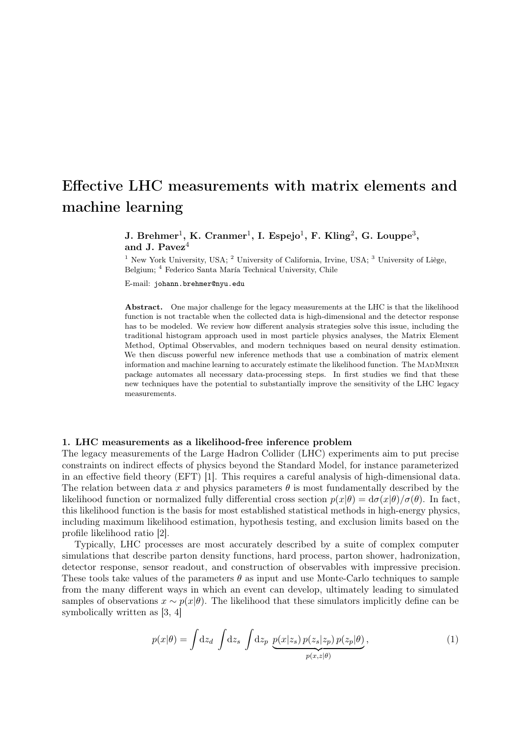# Effective LHC measurements with matrix elements and machine learning

**J. Brehmer[1], K. Cranmer[1], I. Espejo[1], F. Kling[2], G. Louppe[3], and J. Pavez[4]**

[1] New York University, USA; [2] University of California, Irvine, USA; [3] University of Liège, Belgium; [4] Federico Santa María Technical University, Chile

E-mail: `johann.brehmer@nyu.edu`

**Abstract.** One major challenge for the legacy measurements at the LHC is that the likelihood function is not tractable when the collected data is high-dimensional and the detector response has to be modeled. We review how different analysis strategies solve this issue, including the traditional histogram approach used in most particle physics analyses, the Matrix Element Method, Optimal Observables, and modern techniques based on neural density estimation. We then discuss powerful new inference methods that use a combination of matrix element information and machine learning to accurately estimate the likelihood function. The MadMiner package automates all necessary data-processing steps. In first studies we find that these new techniques have the potential to substantially improve the sensitivity of the LHC legacy measurements.

## 1. LHC measurements as a likelihood-free inference problem

The legacy measurements of the Large Hadron Collider (LHC) experiments aim to put precise constraints on indirect effects of physics beyond the Standard Model, for instance parameterized in an effective field theory (EFT) [1]. This requires a careful analysis of high-dimensional data. The relation between data $x$ and physics parameters $\theta$ is most fundamentally described by the likelihood function or normalized fully differential cross section $p(x|\theta) = \mathrm{d}\sigma(x|\theta)/\sigma(\theta)$. In fact, this likelihood function is the basis for most established statistical methods in high-energy physics, including maximum likelihood estimation, hypothesis testing, and exclusion limits based on the profile likelihood ratio [2].

Typically, LHC processes are most accurately described by a suite of complex computer simulations that describe parton density functions, hard process, parton shower, hadronization, detector response, sensor readout, and construction of observables with impressive precision. These tools take values of the parameters $\theta$ as input and use Monte-Carlo techniques to sample from the many different ways in which an event can develop, ultimately leading to simulated samples of observations $x \sim p(x|\theta)$. The likelihood that these simulators implicitly define can be symbolically written as [3, 4]

$$p(x|\theta) = \int \mathrm{d}z_d \int \mathrm{d}z_s \int \mathrm{d}z_p \, \underbrace{p(x|z_s)\, p(z_s|z_p)\, p(z_p|\theta)}_{p(x,z|\theta)}, \tag{1}$$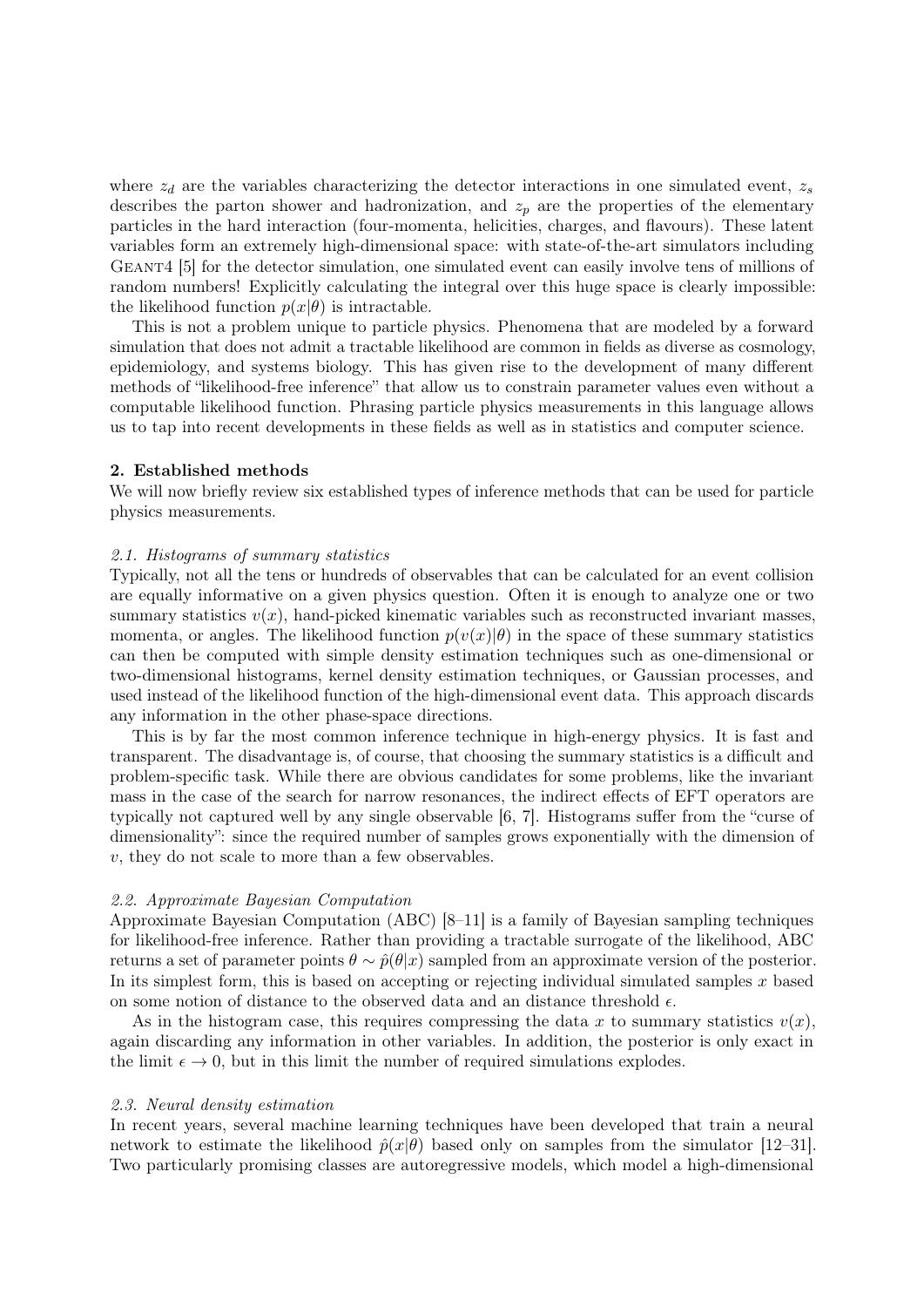where $z_d$ are the variables characterizing the detector interactions in one simulated event, $z_s$ describes the parton shower and hadronization, and $z_p$ are the properties of the elementary particles in the hard interaction (four-momenta, helicities, charges, and flavours). These latent variables form an extremely high-dimensional space: with state-of-the-art simulators including Geant4 [5] for the detector simulation, one simulated event can easily involve tens of millions of random numbers! Explicitly calculating the integral over this huge space is clearly impossible: the likelihood function $p(x|\theta)$ is intractable.

This is not a problem unique to particle physics. Phenomena that are modeled by a forward simulation that does not admit a tractable likelihood are common in fields as diverse as cosmology, epidemiology, and systems biology. This has given rise to the development of many different methods of "likelihood-free inference" that allow us to constrain parameter values even without a computable likelihood function. Phrasing particle physics measurements in this language allows us to tap into recent developments in these fields as well as in statistics and computer science.

## 2. Established methods

We will now briefly review six established types of inference methods that can be used for particle physics measurements.

### 2.1. Histograms of summary statistics

Typically, not all the tens or hundreds of observables that can be calculated for an event collision are equally informative on a given physics question. Often it is enough to analyze one or two summary statistics $v(x)$, hand-picked kinematic variables such as reconstructed invariant masses, momenta, or angles. The likelihood function $p(v(x)|\theta)$ in the space of these summary statistics can then be computed with simple density estimation techniques such as one-dimensional or two-dimensional histograms, kernel density estimation techniques, or Gaussian processes, and used instead of the likelihood function of the high-dimensional event data. This approach discards any information in the other phase-space directions.

This is by far the most common inference technique in high-energy physics. It is fast and transparent. The disadvantage is, of course, that choosing the summary statistics is a difficult and problem-specific task. While there are obvious candidates for some problems, like the invariant mass in the case of the search for narrow resonances, the indirect effects of EFT operators are typically not captured well by any single observable [6, 7]. Histograms suffer from the "curse of dimensionality": since the required number of samples grows exponentially with the dimension of $v$, they do not scale to more than a few observables.

### 2.2. Approximate Bayesian Computation

Approximate Bayesian Computation (ABC) [8–11] is a family of Bayesian sampling techniques for likelihood-free inference. Rather than providing a tractable surrogate of the likelihood, ABC returns a set of parameter points $\theta \sim \hat{p}(\theta|x)$ sampled from an approximate version of the posterior. In its simplest form, this is based on accepting or rejecting individual simulated samples $x$ based on some notion of distance to the observed data and an distance threshold $\epsilon$.

As in the histogram case, this requires compressing the data $x$ to summary statistics $v(x)$, again discarding any information in other variables. In addition, the posterior is only exact in the limit $\epsilon \to 0$, but in this limit the number of required simulations explodes.

### 2.3. Neural density estimation

In recent years, several machine learning techniques have been developed that train a neural network to estimate the likelihood $\hat{p}(x|\theta)$ based only on samples from the simulator [12–31]. Two particularly promising classes are autoregressive models, which model a high-dimensional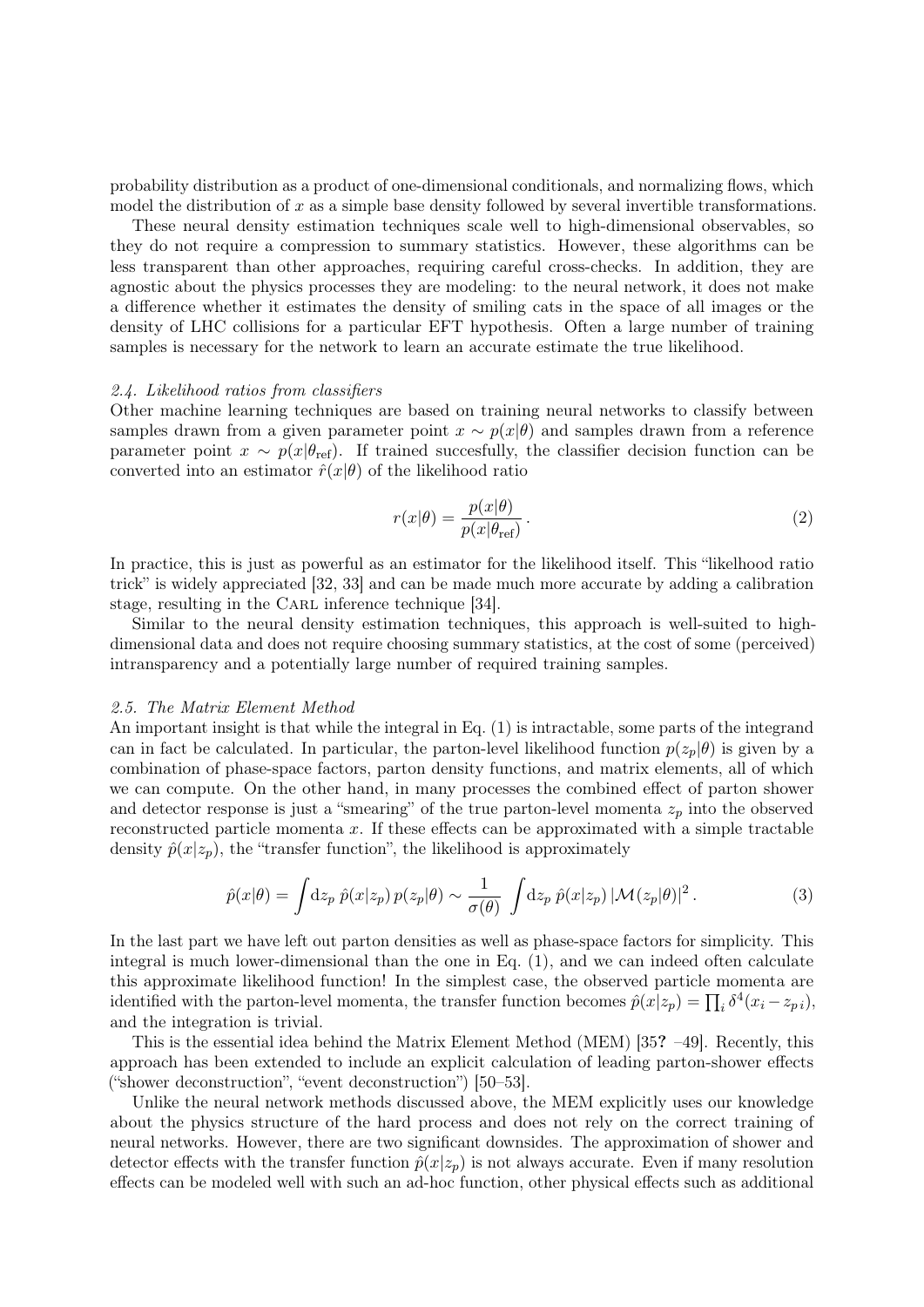probability distribution as a product of one-dimensional conditionals, and normalizing flows, which model the distribution of $x$ as a simple base density followed by several invertible transformations.

These neural density estimation techniques scale well to high-dimensional observables, so they do not require a compression to summary statistics. However, these algorithms can be less transparent than other approaches, requiring careful cross-checks. In addition, they are agnostic about the physics processes they are modeling: to the neural network, it does not make a difference whether it estimates the density of smiling cats in the space of all images or the density of LHC collisions for a particular EFT hypothesis. Often a large number of training samples is necessary for the network to learn an accurate estimate the true likelihood.

### 2.4. Likelihood ratios from classifiers

Other machine learning techniques are based on training neural networks to classify between samples drawn from a given parameter point $x \sim p(x|\theta)$ and samples drawn from a reference parameter point $x \sim p(x|\theta_{\text{ref}})$. If trained succesfully, the classifier decision function can be converted into an estimator $\hat{r}(x|\theta)$ of the likelihood ratio

$$r(x|\theta) = \frac{p(x|\theta)}{p(x|\theta_{\text{ref}})} \,. \tag{2}$$

In practice, this is just as powerful as an estimator for the likelihood itself. This "likelhood ratio trick" is widely appreciated [32, 33] and can be made much more accurate by adding a calibration stage, resulting in the Carl inference technique [34].

Similar to the neural density estimation techniques, this approach is well-suited to high-dimensional data and does not require choosing summary statistics, at the cost of some (perceived) intransparency and a potentially large number of required training samples.

### 2.5. The Matrix Element Method

An important insight is that while the integral in Eq. (1) is intractable, some parts of the integrand can in fact be calculated. In particular, the parton-level likelihood function $p(z_p|\theta)$ is given by a combination of phase-space factors, parton density functions, and matrix elements, all of which we can compute. On the other hand, in many processes the combined effect of parton shower and detector response is just a "smearing" of the true parton-level momenta $z_p$ into the observed reconstructed particle momenta $x$. If these effects can be approximated with a simple tractable density $\hat{p}(x|z_p)$, the "transfer function", the likelihood is approximately

$$\hat{p}(x|\theta) = \int \mathrm{d}z_p \; \hat{p}(x|z_p)\, p(z_p|\theta) \sim \frac{1}{\sigma(\theta)} \int \mathrm{d}z_p \; \hat{p}(x|z_p)\, |\mathcal{M}(z_p|\theta)|^2 \,. \tag{3}$$

In the last part we have left out parton densities as well as phase-space factors for simplicity. This integral is much lower-dimensional than the one in Eq. (1), and we can indeed often calculate this approximate likelihood function! In the simplest case, the observed particle momenta are identified with the parton-level momenta, the transfer function becomes $\hat{p}(x|z_p) = \prod_i \delta^4(x_i - z_{p\,i})$, and the integration is trivial.

This is the essential idea behind the Matrix Element Method (MEM) [35**?** –49]. Recently, this approach has been extended to include an explicit calculation of leading parton-shower effects ("shower deconstruction", "event deconstruction") [50–53].

Unlike the neural network methods discussed above, the MEM explicitly uses our knowledge about the physics structure of the hard process and does not rely on the correct training of neural networks. However, there are two significant downsides. The approximation of shower and detector effects with the transfer function $\hat{p}(x|z_p)$ is not always accurate. Even if many resolution effects can be modeled well with such an ad-hoc function, other physical effects such as additional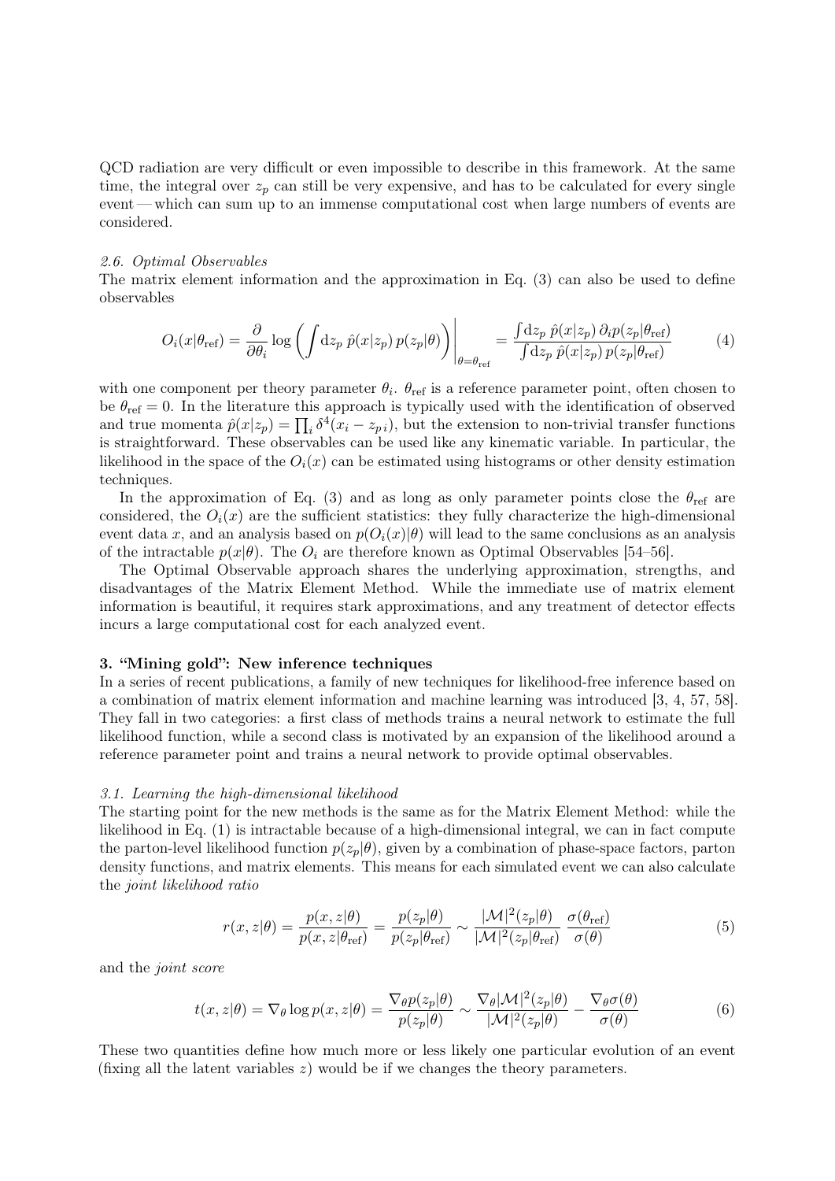QCD radiation are very difficult or even impossible to describe in this framework. At the same time, the integral over $z_p$ can still be very expensive, and has to be calculated for every single event — which can sum up to an immense computational cost when large numbers of events are considered.

### 2.6. Optimal Observables

The matrix element information and the approximation in Eq. (3) can also be used to define observables

$$O_i(x|\theta_{\text{ref}}) = \frac{\partial}{\partial \theta_i} \log \left( \int \mathrm{d}z_p \; \hat{p}(x|z_p) \, p(z_p|\theta) \right) \Bigg|_{\theta=\theta_{\text{ref}}} = \frac{\int \mathrm{d}z_p \; \hat{p}(x|z_p) \, \partial_i p(z_p|\theta_{\text{ref}})}{\int \mathrm{d}z_p \; \hat{p}(x|z_p) \, p(z_p|\theta_{\text{ref}})} \tag{4}$$

with one component per theory parameter $\theta_i$. $\theta_{\text{ref}}$ is a reference parameter point, often chosen to be $\theta_{\text{ref}} = 0$. In the literature this approach is typically used with the identification of observed and true momenta $\hat{p}(x|z_p) = \prod_i \delta^4(x_i - z_{p\,i})$, but the extension to non-trivial transfer functions is straightforward. These observables can be used like any kinematic variable. In particular, the likelihood in the space of the $O_i(x)$ can be estimated using histograms or other density estimation techniques.

In the approximation of Eq. (3) and as long as only parameter points close the $\theta_{\text{ref}}$ are considered, the $O_i(x)$ are the sufficient statistics: they fully characterize the high-dimensional event data $x$, and an analysis based on $p(O_i(x)|\theta)$ will lead to the same conclusions as an analysis of the intractable $p(x|\theta)$. The $O_i$ are therefore known as Optimal Observables [54–56].

The Optimal Observable approach shares the underlying approximation, strengths, and disadvantages of the Matrix Element Method. While the immediate use of matrix element information is beautiful, it requires stark approximations, and any treatment of detector effects incurs a large computational cost for each analyzed event.

## 3. "Mining gold": New inference techniques

In a series of recent publications, a family of new techniques for likelihood-free inference based on a combination of matrix element information and machine learning was introduced [3, 4, 57, 58]. They fall in two categories: a first class of methods trains a neural network to estimate the full likelihood function, while a second class is motivated by an expansion of the likelihood around a reference parameter point and trains a neural network to provide optimal observables.

### 3.1. Learning the high-dimensional likelihood

The starting point for the new methods is the same as for the Matrix Element Method: while the likelihood in Eq. (1) is intractable because of a high-dimensional integral, we can in fact compute the parton-level likelihood function $p(z_p|\theta)$, given by a combination of phase-space factors, parton density functions, and matrix elements. This means for each simulated event we can also calculate the *joint likelihood ratio*

$$r(x, z|\theta) = \frac{p(x, z|\theta)}{p(x, z|\theta_{\text{ref}})} = \frac{p(z_p|\theta)}{p(z_p|\theta_{\text{ref}})} \sim \frac{|\mathcal{M}|^2(z_p|\theta)}{|\mathcal{M}|^2(z_p|\theta_{\text{ref}})} \, \frac{\sigma(\theta_{\text{ref}})}{\sigma(\theta)} \tag{5}$$

and the *joint score*

$$t(x, z|\theta) = \nabla_\theta \log p(x, z|\theta) = \frac{\nabla_\theta p(z_p|\theta)}{p(z_p|\theta)} \sim \frac{\nabla_\theta |\mathcal{M}|^2(z_p|\theta)}{|\mathcal{M}|^2(z_p|\theta)} - \frac{\nabla_\theta \sigma(\theta)}{\sigma(\theta)} \tag{6}$$

These two quantities define how much more or less likely one particular evolution of an event (fixing all the latent variables $z$) would be if we changes the theory parameters.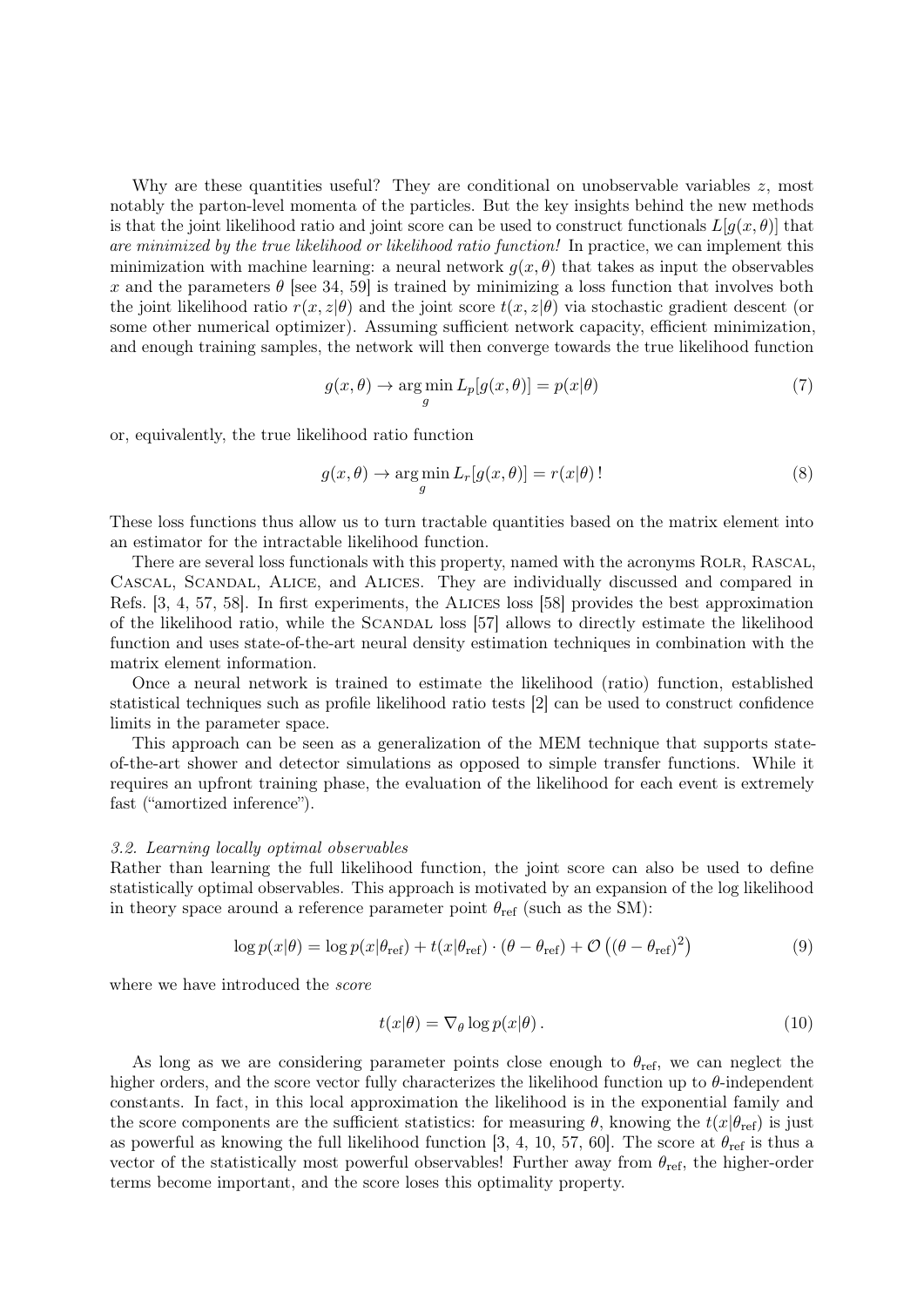Why are these quantities useful? They are conditional on unobservable variables $z$, most notably the parton-level momenta of the particles. But the key insights behind the new methods is that the joint likelihood ratio and joint score can be used to construct functionals $L[g(x, \theta)]$ that *are minimized by the true likelihood or likelihood ratio function!* In practice, we can implement this minimization with machine learning: a neural network $g(x, \theta)$ that takes as input the observables $x$ and the parameters $\theta$ [see 34, 59] is trained by minimizing a loss function that involves both the joint likelihood ratio $r(x, z|\theta)$ and the joint score $t(x, z|\theta)$ via stochastic gradient descent (or some other numerical optimizer). Assuming sufficient network capacity, efficient minimization, and enough training samples, the network will then converge towards the true likelihood function

$$g(x, \theta) \to \arg\min_{g} L_p[g(x, \theta)] = p(x|\theta) \tag{7}$$

or, equivalently, the true likelihood ratio function

$$g(x, \theta) \to \arg\min_{g} L_r[g(x, \theta)] = r(x|\theta)\,! \tag{8}$$

These loss functions thus allow us to turn tractable quantities based on the matrix element into an estimator for the intractable likelihood function.

There are several loss functionals with this property, named with the acronyms Rolr, Rascal, Cascal, Scandal, Alice, and Alices. They are individually discussed and compared in Refs. [3, 4, 57, 58]. In first experiments, the Alices loss [58] provides the best approximation of the likelihood ratio, while the Scandal loss [57] allows to directly estimate the likelihood function and uses state-of-the-art neural density estimation techniques in combination with the matrix element information.

Once a neural network is trained to estimate the likelihood (ratio) function, established statistical techniques such as profile likelihood ratio tests [2] can be used to construct confidence limits in the parameter space.

This approach can be seen as a generalization of the MEM technique that supports state-of-the-art shower and detector simulations as opposed to simple transfer functions. While it requires an upfront training phase, the evaluation of the likelihood for each event is extremely fast ("amortized inference").

### *3.2. Learning locally optimal observables*

Rather than learning the full likelihood function, the joint score can also be used to define statistically optimal observables. This approach is motivated by an expansion of the log likelihood in theory space around a reference parameter point $\theta_{\text{ref}}$ (such as the SM):

$$\log p(x|\theta) = \log p(x|\theta_{\text{ref}}) + t(x|\theta_{\text{ref}}) \cdot (\theta - \theta_{\text{ref}}) + \mathcal{O}\left((\theta - \theta_{\text{ref}})^2\right) \tag{9}$$

where we have introduced the *score*

$$t(x|\theta) = \nabla_\theta \log p(x|\theta)\,. \tag{10}$$

As long as we are considering parameter points close enough to $\theta_{\text{ref}}$, we can neglect the higher orders, and the score vector fully characterizes the likelihood function up to $\theta$-independent constants. In fact, in this local approximation the likelihood is in the exponential family and the score components are the sufficient statistics: for measuring $\theta$, knowing the $t(x|\theta_{\text{ref}})$ is just as powerful as knowing the full likelihood function [3, 4, 10, 57, 60]. The score at $\theta_{\text{ref}}$ is thus a vector of the statistically most powerful observables! Further away from $\theta_{\text{ref}}$, the higher-order terms become important, and the score loses this optimality property.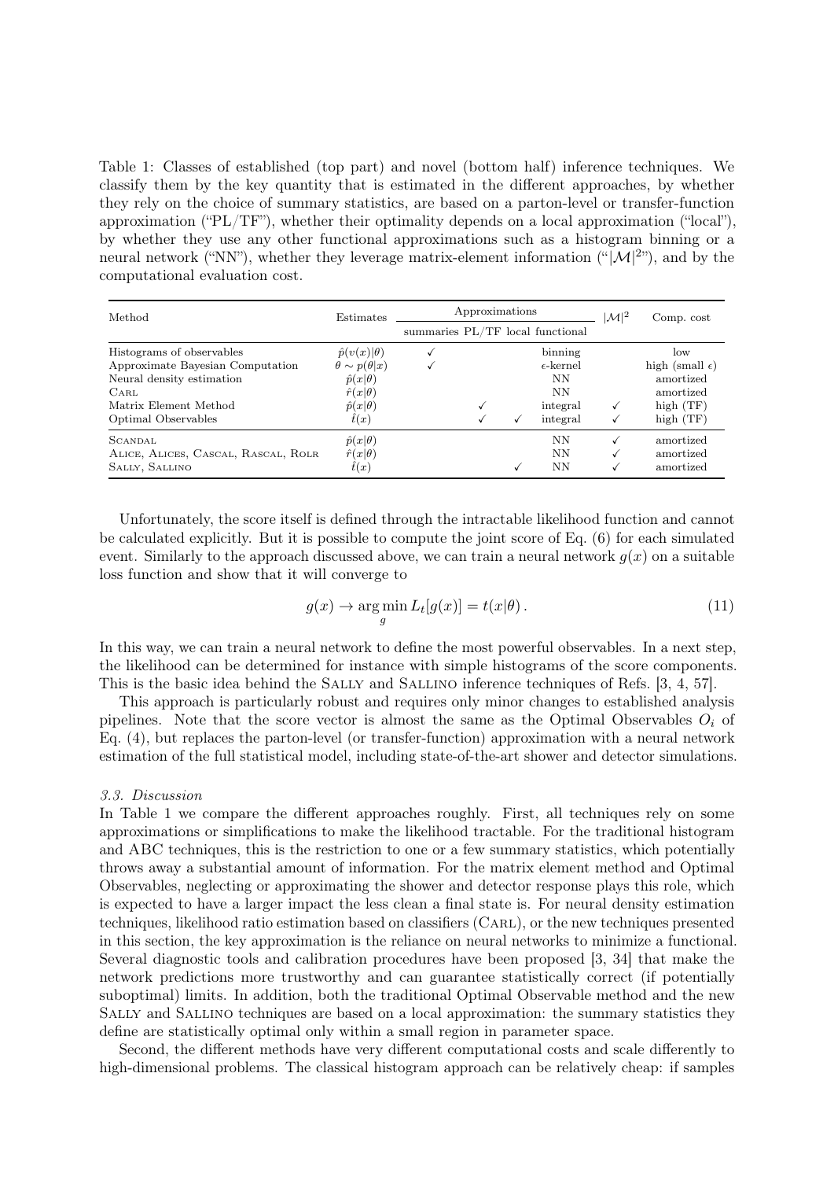Table 1: Classes of established (top part) and novel (bottom half) inference techniques. We classify them by the key quantity that is estimated in the different approaches, by whether they rely on the choice of summary statistics, are based on a parton-level or transfer-function approximation ("PL/TF"), whether their optimality depends on a local approximation ("local"), by whether they use any other functional approximations such as a histogram binning or a neural network ("NN"), whether they leverage matrix-element information ("$|\mathcal{M}|^2$"), and by the computational evaluation cost.

| Method | Estimates | Approximations | | | | $\lvert\mathcal{M}\rvert^2$ | Comp. cost |
|---|---|---|---|---|---|---|---|
| | | summaries | PL/TF | local | functional | | |
| Histograms of observables | $\hat{p}(v(x)\|\theta)$ | ✓ | | | binning | | low |
| Approximate Bayesian Computation | $\theta \sim p(\theta\|x)$ | ✓ | | | $\epsilon$-kernel | | high (small $\epsilon$) |
| Neural density estimation | $\hat{p}(x\|\theta)$ | | | | NN | | amortized |
| Carl | $\hat{r}(x\|\theta)$ | | | | NN | | amortized |
| Matrix Element Method | $\hat{p}(x\|\theta)$ | | ✓ | | integral | ✓ | high (TF) |
| Optimal Observables | $\hat{t}(x)$ | | ✓ | ✓ | integral | ✓ | high (TF) |
| Scandal | $\hat{p}(x\|\theta)$ | | | | NN | ✓ | amortized |
| Alice, Alices, Cascal, Rascal, Rolr | $\hat{r}(x\|\theta)$ | | | | NN | ✓ | amortized |
| Sally, Sallino | $\hat{t}(x)$ | | | ✓ | NN | ✓ | amortized |

Unfortunately, the score itself is defined through the intractable likelihood function and cannot be calculated explicitly. But it is possible to compute the joint score of Eq. (6) for each simulated event. Similarly to the approach discussed above, we can train a neural network $g(x)$ on a suitable loss function and show that it will converge to

$$g(x) \to \arg\min_g L_t[g(x)] = t(x|\theta) \,. \tag{11}$$

In this way, we can train a neural network to define the most powerful observables. In a next step, the likelihood can be determined for instance with simple histograms of the score components. This is the basic idea behind the Sally and Sallino inference techniques of Refs. [3, 4, 57].

This approach is particularly robust and requires only minor changes to established analysis pipelines. Note that the score vector is almost the same as the Optimal Observables $O_i$ of Eq. (4), but replaces the parton-level (or transfer-function) approximation with a neural network estimation of the full statistical model, including state-of-the-art shower and detector simulations.

### *3.3. Discussion*

In Table 1 we compare the different approaches roughly. First, all techniques rely on some approximations or simplifications to make the likelihood tractable. For the traditional histogram and ABC techniques, this is the restriction to one or a few summary statistics, which potentially throws away a substantial amount of information. For the matrix element method and Optimal Observables, neglecting or approximating the shower and detector response plays this role, which is expected to have a larger impact the less clean a final state is. For neural density estimation techniques, likelihood ratio estimation based on classifiers (Carl), or the new techniques presented in this section, the key approximation is the reliance on neural networks to minimize a functional. Several diagnostic tools and calibration procedures have been proposed [3, 34] that make the network predictions more trustworthy and can guarantee statistically correct (if potentially suboptimal) limits. In addition, both the traditional Optimal Observable method and the new Sally and Sallino techniques are based on a local approximation: the summary statistics they define are statistically optimal only within a small region in parameter space.

Second, the different methods have very different computational costs and scale differently to high-dimensional problems. The classical histogram approach can be relatively cheap: if samples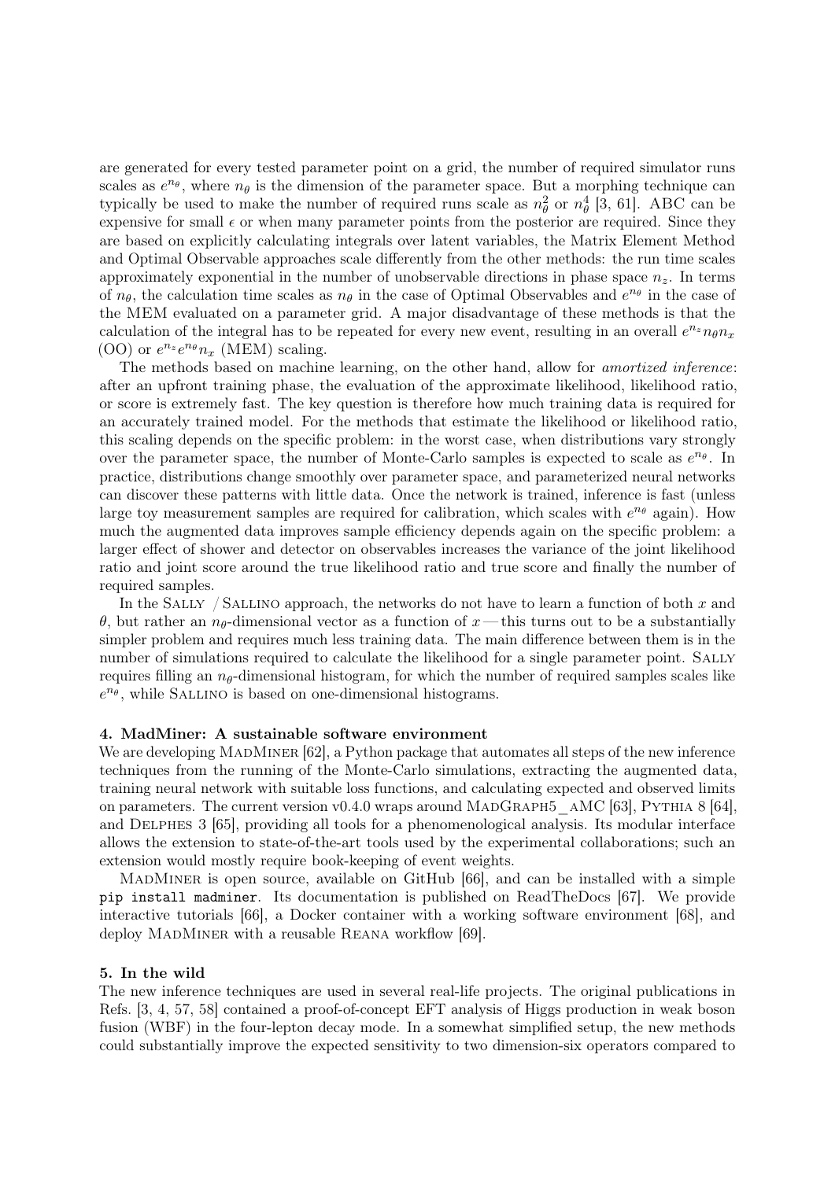are generated for every tested parameter point on a grid, the number of required simulator runs scales as $e^{n_\theta}$, where $n_\theta$ is the dimension of the parameter space. But a morphing technique can typically be used to make the number of required runs scale as $n_\theta^2$ or $n_\theta^4$ [3, 61]. ABC can be expensive for small $\epsilon$ or when many parameter points from the posterior are required. Since they are based on explicitly calculating integrals over latent variables, the Matrix Element Method and Optimal Observable approaches scale differently from the other methods: the run time scales approximately exponential in the number of unobservable directions in phase space $n_z$. In terms of $n_\theta$, the calculation time scales as $n_\theta$ in the case of Optimal Observables and $e^{n_\theta}$ in the case of the MEM evaluated on a parameter grid. A major disadvantage of these methods is that the calculation of the integral has to be repeated for every new event, resulting in an overall $e^{n_z} n_\theta n_x$ (OO) or $e^{n_z} e^{n_\theta} n_x$ (MEM) scaling.

The methods based on machine learning, on the other hand, allow for *amortized inference*: after an upfront training phase, the evaluation of the approximate likelihood, likelihood ratio, or score is extremely fast. The key question is therefore how much training data is required for an accurately trained model. For the methods that estimate the likelihood or likelihood ratio, this scaling depends on the specific problem: in the worst case, when distributions vary strongly over the parameter space, the number of Monte-Carlo samples is expected to scale as $e^{n_\theta}$. In practice, distributions change smoothly over parameter space, and parameterized neural networks can discover these patterns with little data. Once the network is trained, inference is fast (unless large toy measurement samples are required for calibration, which scales with $e^{n_\theta}$ again). How much the augmented data improves sample efficiency depends again on the specific problem: a larger effect of shower and detector on observables increases the variance of the joint likelihood ratio and joint score around the true likelihood ratio and true score and finally the number of required samples.

In the SALLY / SALLINO approach, the networks do not have to learn a function of both $x$ and $\theta$, but rather an $n_\theta$-dimensional vector as a function of $x$ — this turns out to be a substantially simpler problem and requires much less training data. The main difference between them is in the number of simulations required to calculate the likelihood for a single parameter point. SALLY requires filling an $n_\theta$-dimensional histogram, for which the number of required samples scales like $e^{n_\theta}$, while SALLINO is based on one-dimensional histograms.

## 4. MadMiner: A sustainable software environment

We are developing MADMINER [62], a Python package that automates all steps of the new inference techniques from the running of the Monte-Carlo simulations, extracting the augmented data, training neural network with suitable loss functions, and calculating expected and observed limits on parameters. The current version v0.4.0 wraps around MADGRAPH5_AMC [63], PYTHIA 8 [64], and DELPHES 3 [65], providing all tools for a phenomenological analysis. Its modular interface allows the extension to state-of-the-art tools used by the experimental collaborations; such an extension would mostly require book-keeping of event weights.

MADMINER is open source, available on GitHub [66], and can be installed with a simple `pip install madminer`. Its documentation is published on ReadTheDocs [67]. We provide interactive tutorials [66], a Docker container with a working software environment [68], and deploy MADMINER with a reusable REANA workflow [69].

## 5. In the wild

The new inference techniques are used in several real-life projects. The original publications in Refs. [3, 4, 57, 58] contained a proof-of-concept EFT analysis of Higgs production in weak boson fusion (WBF) in the four-lepton decay mode. In a somewhat simplified setup, the new methods could substantially improve the expected sensitivity to two dimension-six operators compared to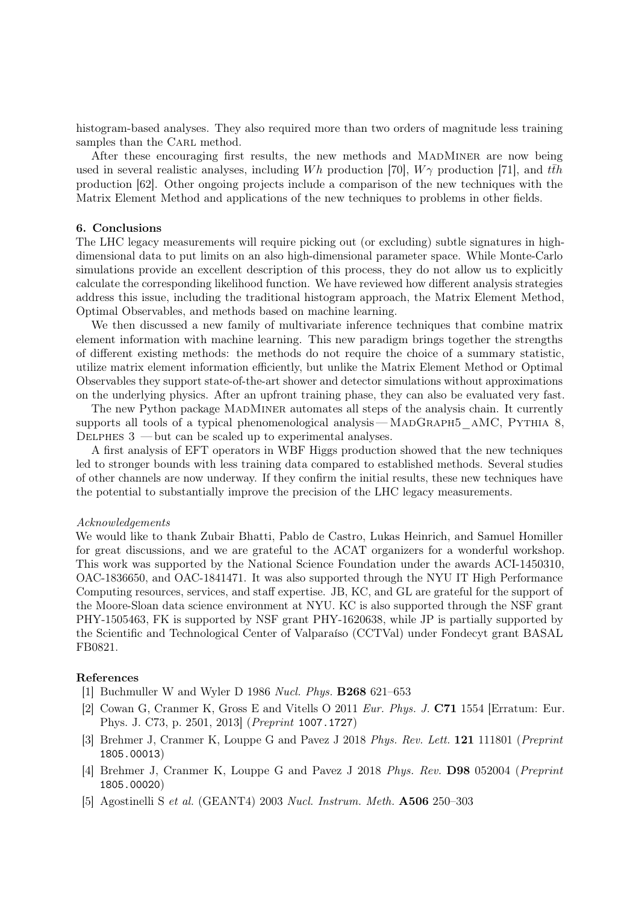histogram-based analyses. They also required more than two orders of magnitude less training samples than the CARL method.

After these encouraging first results, the new methods and MADMINER are now being used in several realistic analyses, including $Wh$ production [70], $W\gamma$ production [71], and $t\bar{t}h$ production [62]. Other ongoing projects include a comparison of the new techniques with the Matrix Element Method and applications of the new techniques to problems in other fields.

**6. Conclusions**

The LHC legacy measurements will require picking out (or excluding) subtle signatures in high-dimensional data to put limits on an also high-dimensional parameter space. While Monte-Carlo simulations provide an excellent description of this process, they do not allow us to explicitly calculate the corresponding likelihood function. We have reviewed how different analysis strategies address this issue, including the traditional histogram approach, the Matrix Element Method, Optimal Observables, and methods based on machine learning.

We then discussed a new family of multivariate inference techniques that combine matrix element information with machine learning. This new paradigm brings together the strengths of different existing methods: the methods do not require the choice of a summary statistic, utilize matrix element information efficiently, but unlike the Matrix Element Method or Optimal Observables they support state-of-the-art shower and detector simulations without approximations on the underlying physics. After an upfront training phase, they can also be evaluated very fast.

The new Python package MADMINER automates all steps of the analysis chain. It currently supports all tools of a typical phenomenological analysis — MADGRAPH5_AMC, PYTHIA 8, DELPHES 3 — but can be scaled up to experimental analyses.

A first analysis of EFT operators in WBF Higgs production showed that the new techniques led to stronger bounds with less training data compared to established methods. Several studies of other channels are now underway. If they confirm the initial results, these new techniques have the potential to substantially improve the precision of the LHC legacy measurements.

*Acknowledgements*

We would like to thank Zubair Bhatti, Pablo de Castro, Lukas Heinrich, and Samuel Homiller for great discussions, and we are grateful to the ACAT organizers for a wonderful workshop. This work was supported by the National Science Foundation under the awards ACI-1450310, OAC-1836650, and OAC-1841471. It was also supported through the NYU IT High Performance Computing resources, services, and staff expertise. JB, KC, and GL are grateful for the support of the Moore-Sloan data science environment at NYU. KC is also supported through the NSF grant PHY-1505463, FK is supported by NSF grant PHY-1620638, while JP is partially supported by the Scientific and Technological Center of Valparaíso (CCTVal) under Fondecyt grant BASAL FB0821.

**References**

[1] Buchmuller W and Wyler D 1986 *Nucl. Phys.* **B268** 621–653

[2] Cowan G, Cranmer K, Gross E and Vitells O 2011 *Eur. Phys. J.* **C71** 1554 [Erratum: Eur. Phys. J. C73, p. 2501, 2013] (*Preprint* 1007.1727)

[3] Brehmer J, Cranmer K, Louppe G and Pavez J 2018 *Phys. Rev. Lett.* **121** 111801 (*Preprint* 1805.00013)

[4] Brehmer J, Cranmer K, Louppe G and Pavez J 2018 *Phys. Rev.* **D98** 052004 (*Preprint* 1805.00020)

[5] Agostinelli S *et al.* (GEANT4) 2003 *Nucl. Instrum. Meth.* **A506** 250–303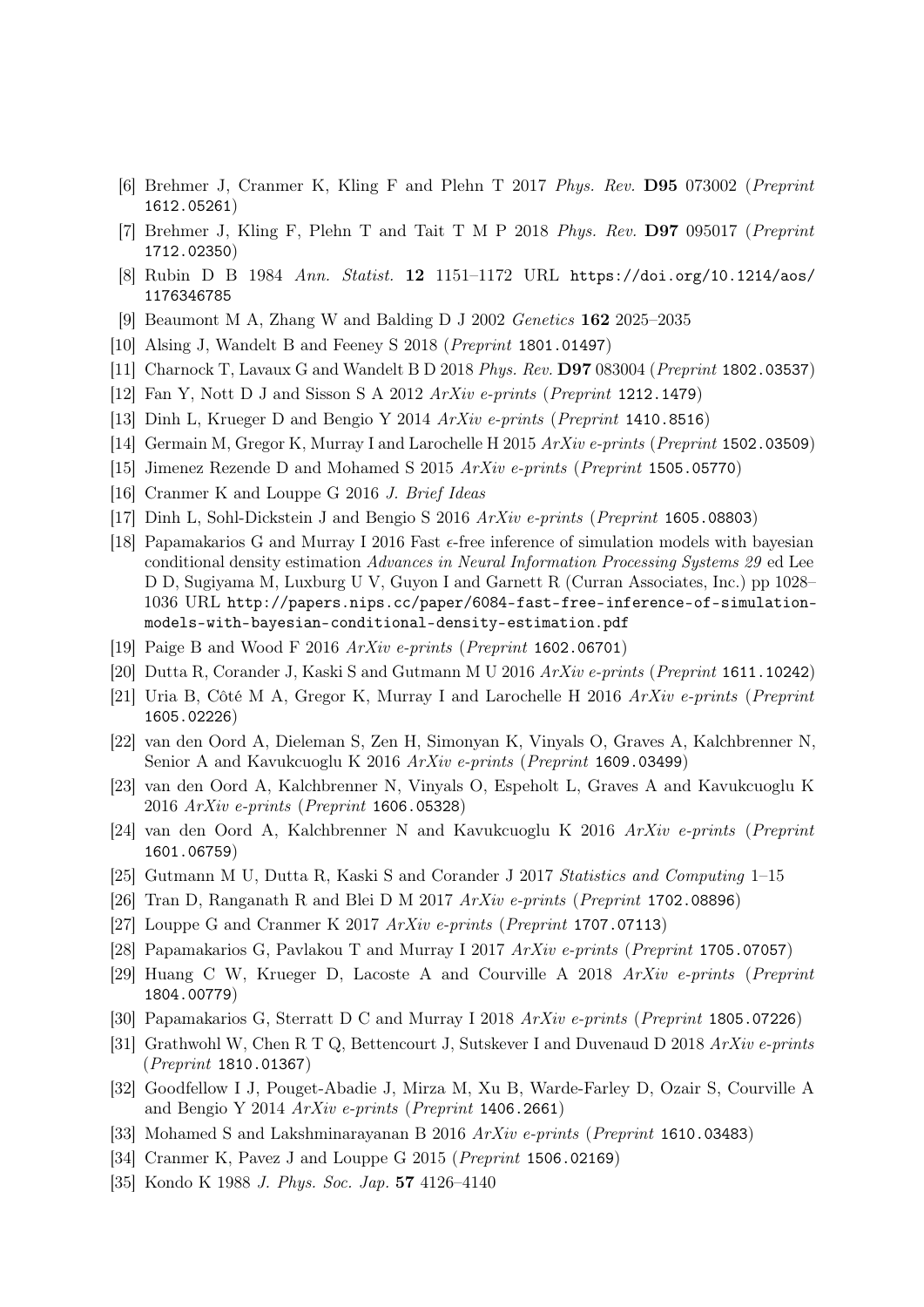[6] Brehmer J, Cranmer K, Kling F and Plehn T 2017 *Phys. Rev.* **D95** 073002 (*Preprint* 1612.05261)

[7] Brehmer J, Kling F, Plehn T and Tait T M P 2018 *Phys. Rev.* **D97** 095017 (*Preprint* 1712.02350)

[8] Rubin D B 1984 *Ann. Statist.* **12** 1151–1172 URL https://doi.org/10.1214/aos/1176346785

[9] Beaumont M A, Zhang W and Balding D J 2002 *Genetics* **162** 2025–2035

[10] Alsing J, Wandelt B and Feeney S 2018 (*Preprint* 1801.01497)

[11] Charnock T, Lavaux G and Wandelt B D 2018 *Phys. Rev.* **D97** 083004 (*Preprint* 1802.03537)

[12] Fan Y, Nott D J and Sisson S A 2012 *ArXiv e-prints* (*Preprint* 1212.1479)

[13] Dinh L, Krueger D and Bengio Y 2014 *ArXiv e-prints* (*Preprint* 1410.8516)

[14] Germain M, Gregor K, Murray I and Larochelle H 2015 *ArXiv e-prints* (*Preprint* 1502.03509)

[15] Jimenez Rezende D and Mohamed S 2015 *ArXiv e-prints* (*Preprint* 1505.05770)

[16] Cranmer K and Louppe G 2016 *J. Brief Ideas*

[17] Dinh L, Sohl-Dickstein J and Bengio S 2016 *ArXiv e-prints* (*Preprint* 1605.08803)

[18] Papamakarios G and Murray I 2016 Fast $\epsilon$-free inference of simulation models with bayesian conditional density estimation *Advances in Neural Information Processing Systems 29* ed Lee D D, Sugiyama M, Luxburg U V, Guyon I and Garnett R (Curran Associates, Inc.) pp 1028–1036 URL http://papers.nips.cc/paper/6084-fast-free-inference-of-simulation-models-with-bayesian-conditional-density-estimation.pdf

[19] Paige B and Wood F 2016 *ArXiv e-prints* (*Preprint* 1602.06701)

[20] Dutta R, Corander J, Kaski S and Gutmann M U 2016 *ArXiv e-prints* (*Preprint* 1611.10242)

[21] Uria B, Côté M A, Gregor K, Murray I and Larochelle H 2016 *ArXiv e-prints* (*Preprint* 1605.02226)

[22] van den Oord A, Dieleman S, Zen H, Simonyan K, Vinyals O, Graves A, Kalchbrenner N, Senior A and Kavukcuoglu K 2016 *ArXiv e-prints* (*Preprint* 1609.03499)

[23] van den Oord A, Kalchbrenner N, Vinyals O, Espeholt L, Graves A and Kavukcuoglu K 2016 *ArXiv e-prints* (*Preprint* 1606.05328)

[24] van den Oord A, Kalchbrenner N and Kavukcuoglu K 2016 *ArXiv e-prints* (*Preprint* 1601.06759)

[25] Gutmann M U, Dutta R, Kaski S and Corander J 2017 *Statistics and Computing* 1–15

[26] Tran D, Ranganath R and Blei D M 2017 *ArXiv e-prints* (*Preprint* 1702.08896)

[27] Louppe G and Cranmer K 2017 *ArXiv e-prints* (*Preprint* 1707.07113)

[28] Papamakarios G, Pavlakou T and Murray I 2017 *ArXiv e-prints* (*Preprint* 1705.07057)

[29] Huang C W, Krueger D, Lacoste A and Courville A 2018 *ArXiv e-prints* (*Preprint* 1804.00779)

[30] Papamakarios G, Sterratt D C and Murray I 2018 *ArXiv e-prints* (*Preprint* 1805.07226)

[31] Grathwohl W, Chen R T Q, Bettencourt J, Sutskever I and Duvenaud D 2018 *ArXiv e-prints* (*Preprint* 1810.01367)

[32] Goodfellow I J, Pouget-Abadie J, Mirza M, Xu B, Warde-Farley D, Ozair S, Courville A and Bengio Y 2014 *ArXiv e-prints* (*Preprint* 1406.2661)

[33] Mohamed S and Lakshminarayanan B 2016 *ArXiv e-prints* (*Preprint* 1610.03483)

[34] Cranmer K, Pavez J and Louppe G 2015 (*Preprint* 1506.02169)

[35] Kondo K 1988 *J. Phys. Soc. Jap.* **57** 4126–4140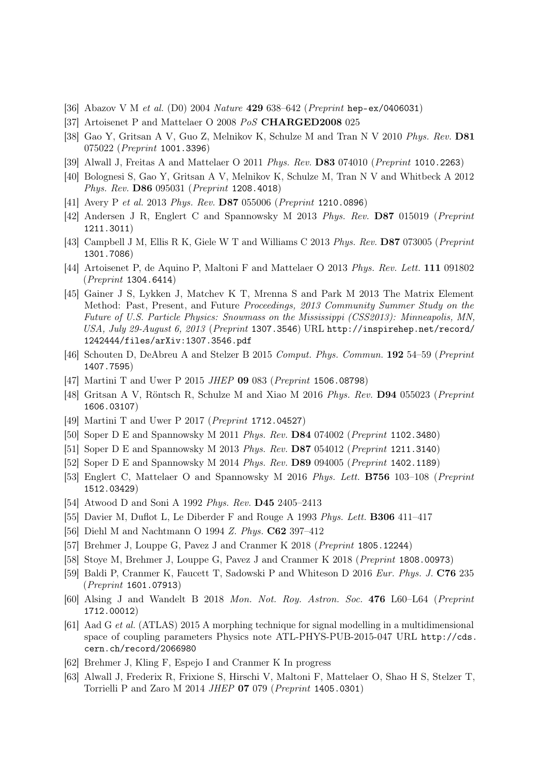[36] Abazov V M *et al.* (D0) 2004 *Nature* **429** 638–642 (*Preprint* `hep-ex/0406031`)

[37] Artoisenet P and Mattelaer O 2008 *PoS* **CHARGED2008** 025

[38] Gao Y, Gritsan A V, Guo Z, Melnikov K, Schulze M and Tran N V 2010 *Phys. Rev.* **D81** 075022 (*Preprint* `1001.3396`)

[39] Alwall J, Freitas A and Mattelaer O 2011 *Phys. Rev.* **D83** 074010 (*Preprint* `1010.2263`)

[40] Bolognesi S, Gao Y, Gritsan A V, Melnikov K, Schulze M, Tran N V and Whitbeck A 2012 *Phys. Rev.* **D86** 095031 (*Preprint* `1208.4018`)

[41] Avery P *et al.* 2013 *Phys. Rev.* **D87** 055006 (*Preprint* `1210.0896`)

[42] Andersen J R, Englert C and Spannowsky M 2013 *Phys. Rev.* **D87** 015019 (*Preprint* `1211.3011`)

[43] Campbell J M, Ellis R K, Giele W T and Williams C 2013 *Phys. Rev.* **D87** 073005 (*Preprint* `1301.7086`)

[44] Artoisenet P, de Aquino P, Maltoni F and Mattelaer O 2013 *Phys. Rev. Lett.* **111** 091802 (*Preprint* `1304.6414`)

[45] Gainer J S, Lykken J, Matchev K T, Mrenna S and Park M 2013 The Matrix Element Method: Past, Present, and Future *Proceedings, 2013 Community Summer Study on the Future of U.S. Particle Physics: Snowmass on the Mississippi (CSS2013): Minneapolis, MN, USA, July 29-August 6, 2013* (*Preprint* `1307.3546`) URL `http://inspirehep.net/record/1242444/files/arXiv:1307.3546.pdf`

[46] Schouten D, DeAbreu A and Stelzer B 2015 *Comput. Phys. Commun.* **192** 54–59 (*Preprint* `1407.7595`)

[47] Martini T and Uwer P 2015 *JHEP* **09** 083 (*Preprint* `1506.08798`)

[48] Gritsan A V, Röntsch R, Schulze M and Xiao M 2016 *Phys. Rev.* **D94** 055023 (*Preprint* `1606.03107`)

[49] Martini T and Uwer P 2017 (*Preprint* `1712.04527`)

[50] Soper D E and Spannowsky M 2011 *Phys. Rev.* **D84** 074002 (*Preprint* `1102.3480`)

[51] Soper D E and Spannowsky M 2013 *Phys. Rev.* **D87** 054012 (*Preprint* `1211.3140`)

[52] Soper D E and Spannowsky M 2014 *Phys. Rev.* **D89** 094005 (*Preprint* `1402.1189`)

[53] Englert C, Mattelaer O and Spannowsky M 2016 *Phys. Lett.* **B756** 103–108 (*Preprint* `1512.03429`)

[54] Atwood D and Soni A 1992 *Phys. Rev.* **D45** 2405–2413

[55] Davier M, Duflot L, Le Diberder F and Rouge A 1993 *Phys. Lett.* **B306** 411–417

[56] Diehl M and Nachtmann O 1994 *Z. Phys.* **C62** 397–412

[57] Brehmer J, Louppe G, Pavez J and Cranmer K 2018 (*Preprint* `1805.12244`)

[58] Stoye M, Brehmer J, Louppe G, Pavez J and Cranmer K 2018 (*Preprint* `1808.00973`)

[59] Baldi P, Cranmer K, Faucett T, Sadowski P and Whiteson D 2016 *Eur. Phys. J.* **C76** 235 (*Preprint* `1601.07913`)

[60] Alsing J and Wandelt B 2018 *Mon. Not. Roy. Astron. Soc.* **476** L60–L64 (*Preprint* `1712.00012`)

[61] Aad G *et al.* (ATLAS) 2015 A morphing technique for signal modelling in a multidimensional space of coupling parameters Physics note ATL-PHYS-PUB-2015-047 URL `http://cds.cern.ch/record/2066980`

[62] Brehmer J, Kling F, Espejo I and Cranmer K In progress

[63] Alwall J, Frederix R, Frixione S, Hirschi V, Maltoni F, Mattelaer O, Shao H S, Stelzer T, Torrielli P and Zaro M 2014 *JHEP* **07** 079 (*Preprint* `1405.0301`)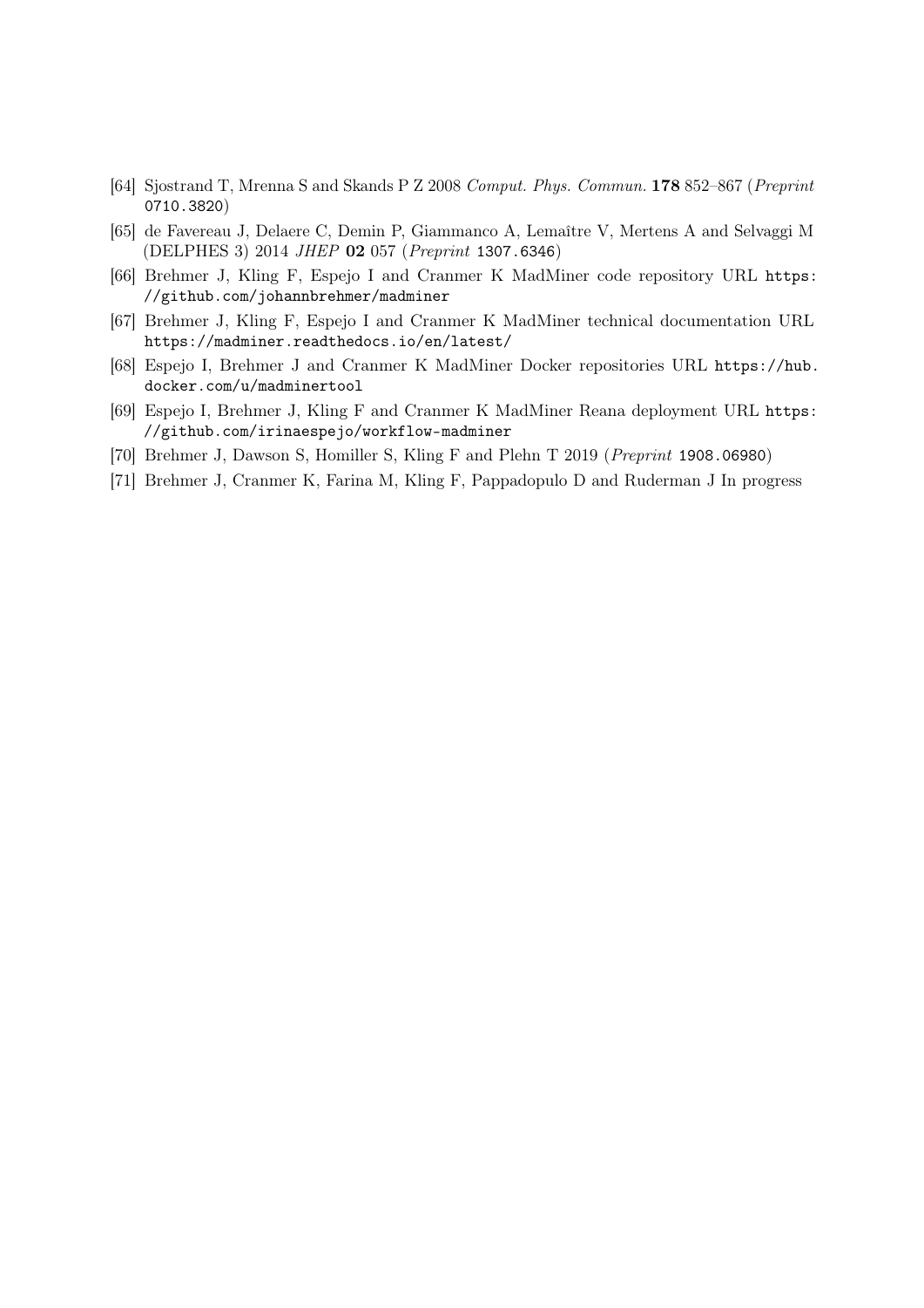[64] Sjostrand T, Mrenna S and Skands P Z 2008 *Comput. Phys. Commun.* **178** 852–867 (*Preprint* 0710.3820)

[65] de Favereau J, Delaere C, Demin P, Giammanco A, Lemaître V, Mertens A and Selvaggi M (DELPHES 3) 2014 *JHEP* **02** 057 (*Preprint* 1307.6346)

[66] Brehmer J, Kling F, Espejo I and Cranmer K MadMiner code repository URL https://github.com/johannbrehmer/madminer

[67] Brehmer J, Kling F, Espejo I and Cranmer K MadMiner technical documentation URL https://madminer.readthedocs.io/en/latest/

[68] Espejo I, Brehmer J and Cranmer K MadMiner Docker repositories URL https://hub.docker.com/u/madminertool

[69] Espejo I, Brehmer J, Kling F and Cranmer K MadMiner Reana deployment URL https://github.com/irinaespejo/workflow-madminer

[70] Brehmer J, Dawson S, Homiller S, Kling F and Plehn T 2019 (*Preprint* 1908.06980)

[71] Brehmer J, Cranmer K, Farina M, Kling F, Pappadopulo D and Ruderman J In progress